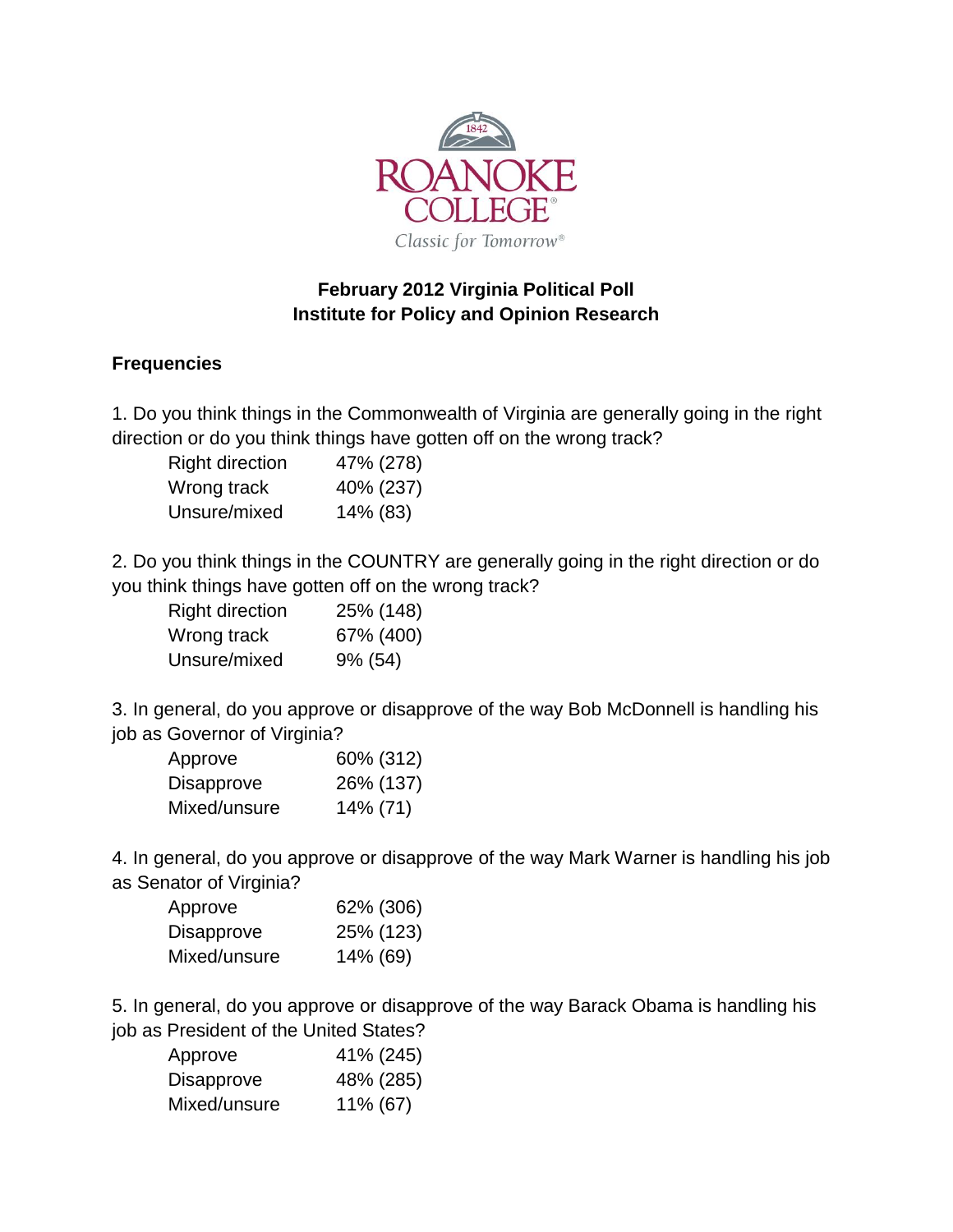# February 2012 Virginia Political Poll
## Institute for Policy and Opinion Research

### Frequencies

1. Do you think things in the Commonwealth of Virginia are generally going in the right direction or do you think things have gotten off on the wrong track?

| | |
|---|---|
| Right direction | 47% (278) |
| Wrong track | 40% (237) |
| Unsure/mixed | 14% (83) |

2. Do you think things in the COUNTRY are generally going in the right direction or do you think things have gotten off on the wrong track?

| | |
|---|---|
| Right direction | 25% (148) |
| Wrong track | 67% (400) |
| Unsure/mixed | 9% (54) |

3. In general, do you approve or disapprove of the way Bob McDonnell is handling his job as Governor of Virginia?

| | |
|---|---|
| Approve | 60% (312) |
| Disapprove | 26% (137) |
| Mixed/unsure | 14% (71) |

4. In general, do you approve or disapprove of the way Mark Warner is handling his job as Senator of Virginia?

| | |
|---|---|
| Approve | 62% (306) |
| Disapprove | 25% (123) |
| Mixed/unsure | 14% (69) |

5. In general, do you approve or disapprove of the way Barack Obama is handling his job as President of the United States?

| | |
|---|---|
| Approve | 41% (245) |
| Disapprove | 48% (285) |
| Mixed/unsure | 11% (67) |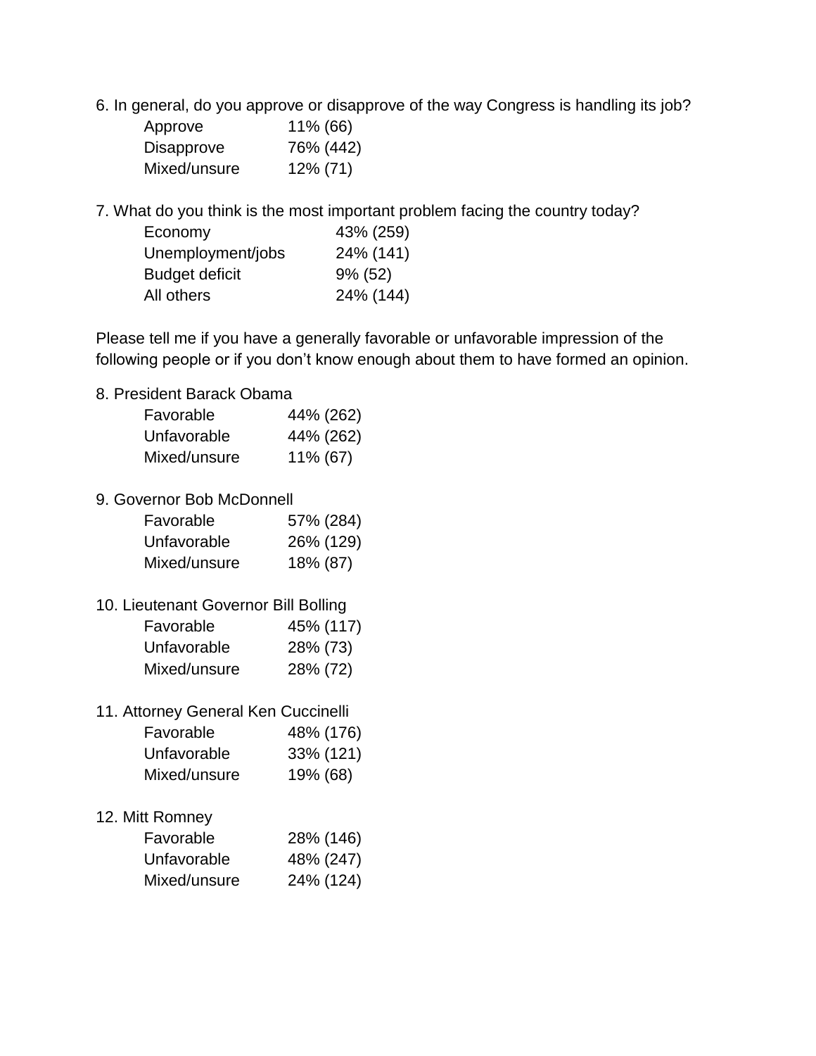6. In general, do you approve or disapprove of the way Congress is handling its job?

| | |
|---|---|
| Approve | 11% (66) |
| Disapprove | 76% (442) |
| Mixed/unsure | 12% (71) |

7. What do you think is the most important problem facing the country today?

| | |
|---|---|
| Economy | 43% (259) |
| Unemployment/jobs | 24% (141) |
| Budget deficit | 9% (52) |
| All others | 24% (144) |

Please tell me if you have a generally favorable or unfavorable impression of the following people or if you don't know enough about them to have formed an opinion.

8. President Barack Obama

| | |
|---|---|
| Favorable | 44% (262) |
| Unfavorable | 44% (262) |
| Mixed/unsure | 11% (67) |

9. Governor Bob McDonnell

| | |
|---|---|
| Favorable | 57% (284) |
| Unfavorable | 26% (129) |
| Mixed/unsure | 18% (87) |

10. Lieutenant Governor Bill Bolling

| | |
|---|---|
| Favorable | 45% (117) |
| Unfavorable | 28% (73) |
| Mixed/unsure | 28% (72) |

11. Attorney General Ken Cuccinelli

| | |
|---|---|
| Favorable | 48% (176) |
| Unfavorable | 33% (121) |
| Mixed/unsure | 19% (68) |

12. Mitt Romney

| | |
|---|---|
| Favorable | 28% (146) |
| Unfavorable | 48% (247) |
| Mixed/unsure | 24% (124) |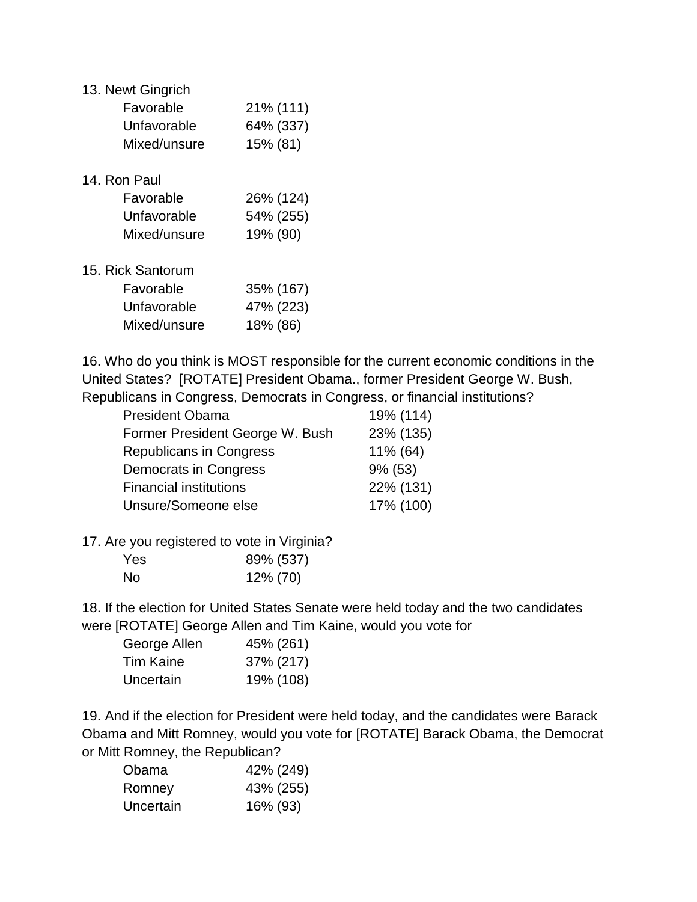13. Newt Gingrich

| | |
|---|---|
| Favorable | 21% (111) |
| Unfavorable | 64% (337) |
| Mixed/unsure | 15% (81) |

14. Ron Paul

| | |
|---|---|
| Favorable | 26% (124) |
| Unfavorable | 54% (255) |
| Mixed/unsure | 19% (90) |

15. Rick Santorum

| | |
|---|---|
| Favorable | 35% (167) |
| Unfavorable | 47% (223) |
| Mixed/unsure | 18% (86) |

16. Who do you think is MOST responsible for the current economic conditions in the United States? [ROTATE] President Obama., former President George W. Bush, Republicans in Congress, Democrats in Congress, or financial institutions?

| | |
|---|---|
| President Obama | 19% (114) |
| Former President George W. Bush | 23% (135) |
| Republicans in Congress | 11% (64) |
| Democrats in Congress | 9% (53) |
| Financial institutions | 22% (131) |
| Unsure/Someone else | 17% (100) |

17. Are you registered to vote in Virginia?

| | |
|---|---|
| Yes | 89% (537) |
| No | 12% (70) |

18. If the election for United States Senate were held today and the two candidates were [ROTATE] George Allen and Tim Kaine, would you vote for

| | |
|---|---|
| George Allen | 45% (261) |
| Tim Kaine | 37% (217) |
| Uncertain | 19% (108) |

19. And if the election for President were held today, and the candidates were Barack Obama and Mitt Romney, would you vote for [ROTATE] Barack Obama, the Democrat or Mitt Romney, the Republican?

| | |
|---|---|
| Obama | 42% (249) |
| Romney | 43% (255) |
| Uncertain | 16% (93) |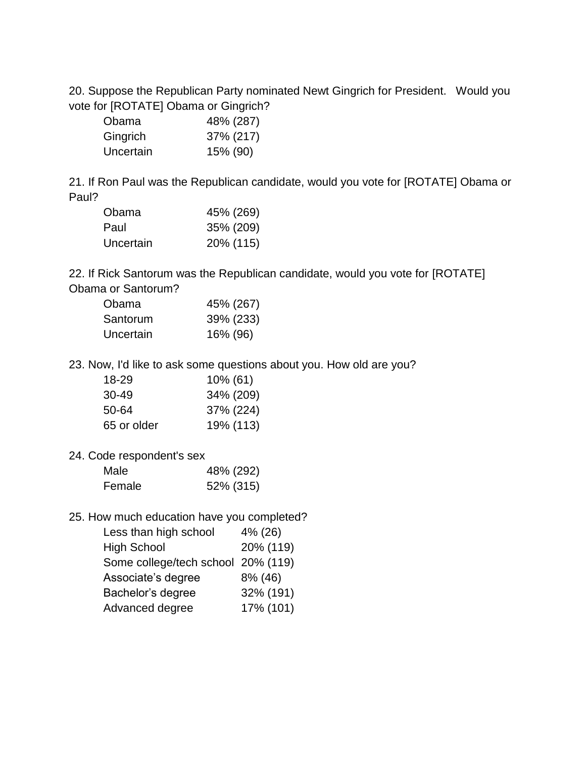20. Suppose the Republican Party nominated Newt Gingrich for President. Would you vote for [ROTATE] Obama or Gingrich?

| | |
|---|---|
| Obama | 48% (287) |
| Gingrich | 37% (217) |
| Uncertain | 15% (90) |

21. If Ron Paul was the Republican candidate, would you vote for [ROTATE] Obama or Paul?

| | |
|---|---|
| Obama | 45% (269) |
| Paul | 35% (209) |
| Uncertain | 20% (115) |

22. If Rick Santorum was the Republican candidate, would you vote for [ROTATE] Obama or Santorum?

| | |
|---|---|
| Obama | 45% (267) |
| Santorum | 39% (233) |
| Uncertain | 16% (96) |

23. Now, I'd like to ask some questions about you. How old are you?

| | |
|---|---|
| 18-29 | 10% (61) |
| 30-49 | 34% (209) |
| 50-64 | 37% (224) |
| 65 or older | 19% (113) |

24. Code respondent's sex

| | |
|---|---|
| Male | 48% (292) |
| Female | 52% (315) |

25. How much education have you completed?

| | |
|---|---|
| Less than high school | 4% (26) |
| High School | 20% (119) |
| Some college/tech school | 20% (119) |
| Associate's degree | 8% (46) |
| Bachelor's degree | 32% (191) |
| Advanced degree | 17% (101) |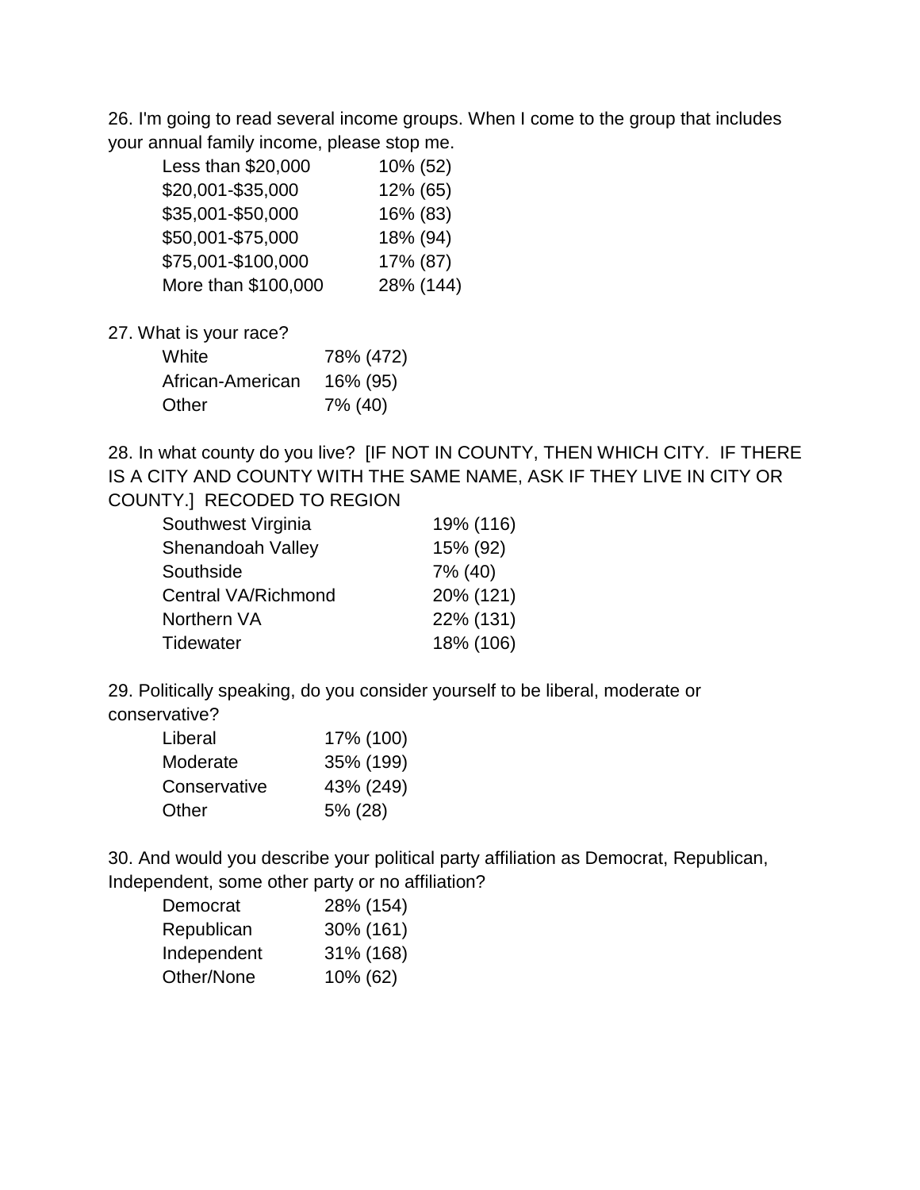26. I'm going to read several income groups. When I come to the group that includes your annual family income, please stop me.

| | |
|---|---|
| Less than $20,000 | 10% (52) |
| $20,001-$35,000 | 12% (65) |
| $35,001-$50,000 | 16% (83) |
| $50,001-$75,000 | 18% (94) |
| $75,001-$100,000 | 17% (87) |
| More than $100,000 | 28% (144) |

27. What is your race?

| | |
|---|---|
| White | 78% (472) |
| African-American | 16% (95) |
| Other | 7% (40) |

28. In what county do you live? [IF NOT IN COUNTY, THEN WHICH CITY. IF THERE IS A CITY AND COUNTY WITH THE SAME NAME, ASK IF THEY LIVE IN CITY OR COUNTY.] RECODED TO REGION

| | |
|---|---|
| Southwest Virginia | 19% (116) |
| Shenandoah Valley | 15% (92) |
| Southside | 7% (40) |
| Central VA/Richmond | 20% (121) |
| Northern VA | 22% (131) |
| Tidewater | 18% (106) |

29. Politically speaking, do you consider yourself to be liberal, moderate or conservative?

| | |
|---|---|
| Liberal | 17% (100) |
| Moderate | 35% (199) |
| Conservative | 43% (249) |
| Other | 5% (28) |

30. And would you describe your political party affiliation as Democrat, Republican, Independent, some other party or no affiliation?

| | |
|---|---|
| Democrat | 28% (154) |
| Republican | 30% (161) |
| Independent | 31% (168) |
| Other/None | 10% (62) |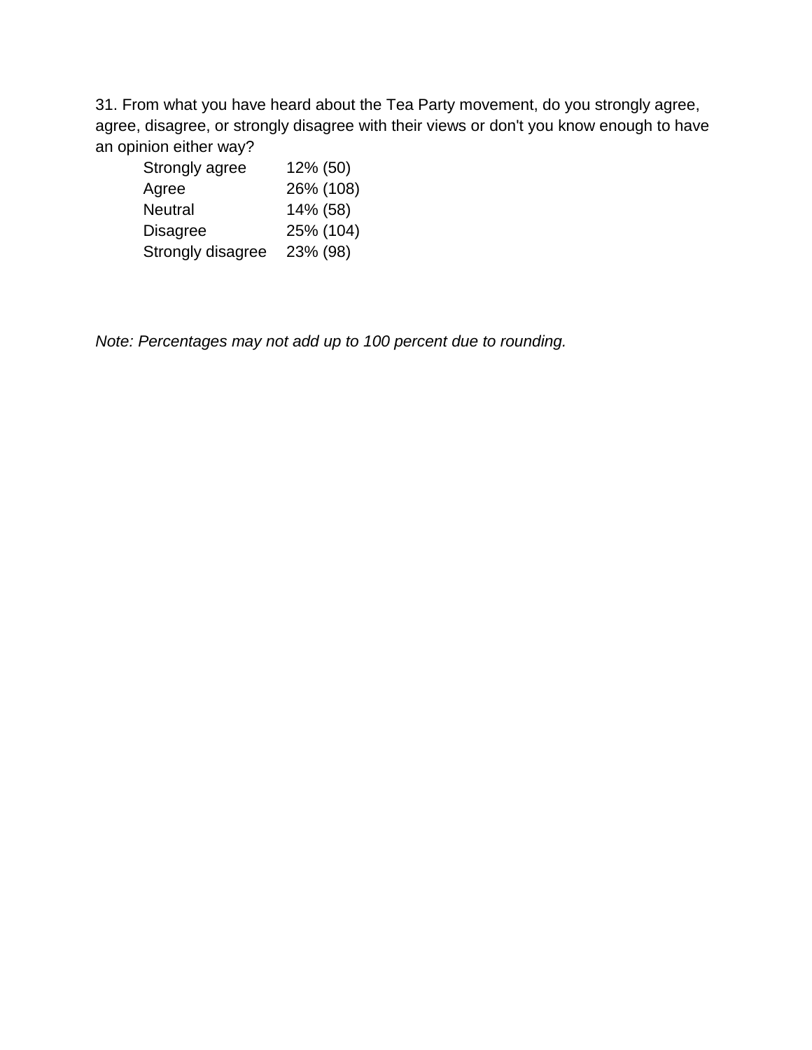31. From what you have heard about the Tea Party movement, do you strongly agree, agree, disagree, or strongly disagree with their views or don't you know enough to have an opinion either way?

| | |
|---|---|
| Strongly agree | 12% (50) |
| Agree | 26% (108) |
| Neutral | 14% (58) |
| Disagree | 25% (104) |
| Strongly disagree | 23% (98) |

*Note: Percentages may not add up to 100 percent due to rounding.*